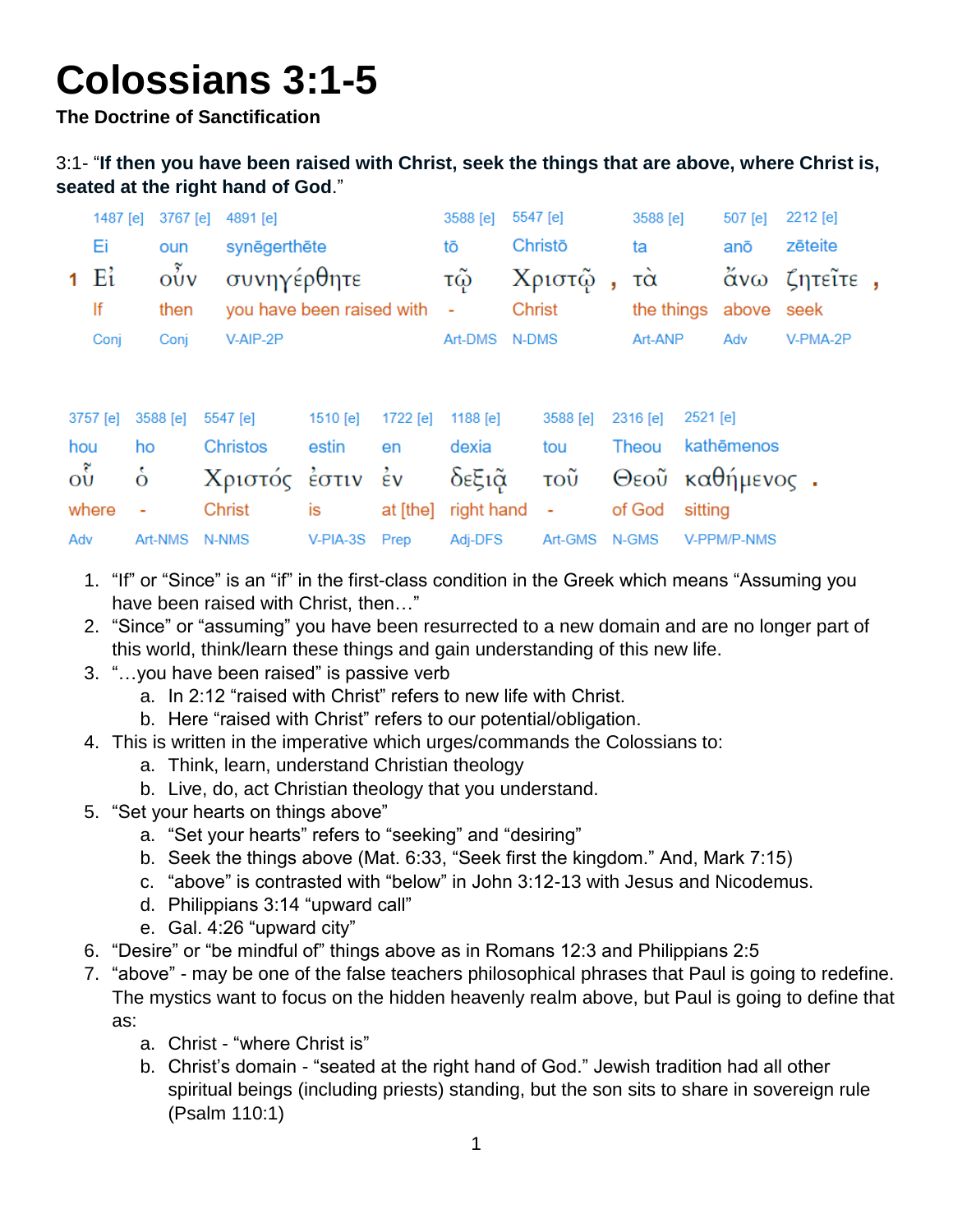# Colossians 3:1-5

**The Doctrine of Sanctification**

3:1- "**If then you have been raised with Christ, seek the things that are above, where Christ is, seated at the right hand of God**."

| | 1487 [e] | 3767 [e] | 4891 [e] | 3588 [e] | 5547 [e] | | 3588 [e] | 507 [e] | 2212 [e] | |
|---|---|---|---|---|---|---|---|---|---|---|
| | Ei | oun | synēgerthēte | tō | Christō | | ta | anō | zēteite | |
| 1 | Εἰ | οὖν | συνηγέρθητε | τῷ | Χριστῷ | , | τὰ | ἄνω | ζητεῖτε | , |
| | If | then | you have been raised with | - | Christ | | the things | above | seek | |
| | Conj | Conj | V-AIP-2P | Art-DMS | N-DMS | | Art-ANP | Adv | V-PMA-2P | |

| 3757 [e] | 3588 [e] | 5547 [e] | 1510 [e] | 1722 [e] | 1188 [e] | 3588 [e] | 2316 [e] | 2521 [e] | |
|---|---|---|---|---|---|---|---|---|---|
| hou | ho | Christos | estin | en | dexia | tou | Theou | kathēmenos | |
| οὗ | ὁ | Χριστός | ἐστιν | ἐν | δεξιᾷ | τοῦ | Θεοῦ | καθήμενος | . |
| where | - | Christ | is | at [the] | right hand | - | of God | sitting | |
| Adv | Art-NMS | N-NMS | V-PIA-3S | Prep | Adj-DFS | Art-GMS | N-GMS | V-PPM/P-NMS | |

1. "If" or "Since" is an "if" in the first-class condition in the Greek which means "Assuming you have been raised with Christ, then…"
2. "Since" or "assuming" you have been resurrected to a new domain and are no longer part of this world, think/learn these things and gain understanding of this new life.
3. "…you have been raised" is passive verb
   a. In 2:12 "raised with Christ" refers to new life with Christ.
   b. Here "raised with Christ" refers to our potential/obligation.
4. This is written in the imperative which urges/commands the Colossians to:
   a. Think, learn, understand Christian theology
   b. Live, do, act Christian theology that you understand.
5. "Set your hearts on things above"
   a. "Set your hearts" refers to "seeking" and "desiring"
   b. Seek the things above (Mat. 6:33, "Seek first the kingdom." And, Mark 7:15)
   c. "above" is contrasted with "below" in John 3:12-13 with Jesus and Nicodemus.
   d. Philippians 3:14 "upward call"
   e. Gal. 4:26 "upward city"
6. "Desire" or "be mindful of" things above as in Romans 12:3 and Philippians 2:5
7. "above" - may be one of the false teachers philosophical phrases that Paul is going to redefine. The mystics want to focus on the hidden heavenly realm above, but Paul is going to define that as:
   a. Christ - "where Christ is"
   b. Christ's domain - "seated at the right hand of God." Jewish tradition had all other spiritual beings (including priests) standing, but the son sits to share in sovereign rule (Psalm 110:1)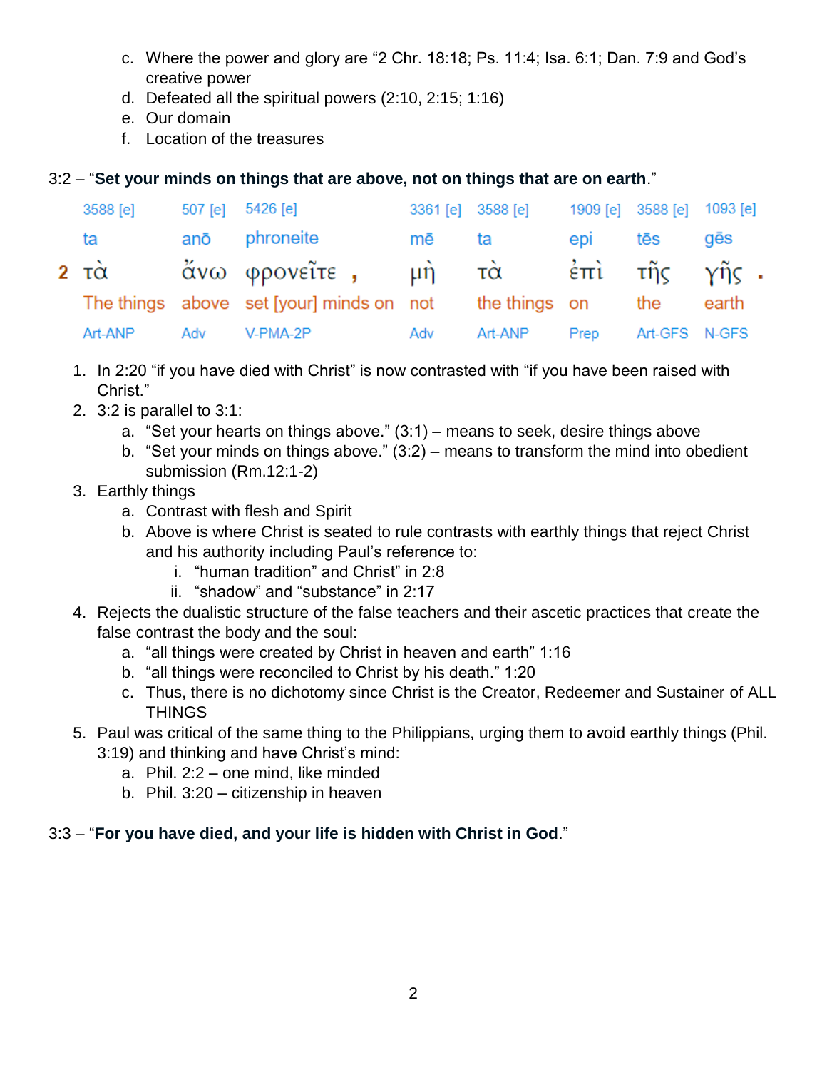c. Where the power and glory are "2 Chr. 18:18; Ps. 11:4; Isa. 6:1; Dan. 7:9 and God's creative power
d. Defeated all the spiritual powers (2:10, 2:15; 1:16)
e. Our domain
f. Location of the treasures

3:2 – "**Set your minds on things that are above, not on things that are on earth**."

| | 3588 [e] | 507 [e] | 5426 [e] | 3361 [e] | 3588 [e] | 1909 [e] | 3588 [e] | 1093 [e] |
|---|---|---|---|---|---|---|---|---|
| | ta | anō | phroneite | mē | ta | epi | tēs | gēs |
| 2 | τὰ | ἄνω | φρονεῖτε , | μὴ | τὰ | ἐπὶ | τῆς | γῆς . |
| | The things | above | set [your] minds on | not | the things | on | the | earth |
| | Art-ANP | Adv | V-PMA-2P | Adv | Art-ANP | Prep | Art-GFS | N-GFS |

1. In 2:20 "if you have died with Christ" is now contrasted with "if you have been raised with Christ."
2. 3:2 is parallel to 3:1:
   a. "Set your hearts on things above." (3:1) – means to seek, desire things above
   b. "Set your minds on things above." (3:2) – means to transform the mind into obedient submission (Rm.12:1-2)
3. Earthly things
   a. Contrast with flesh and Spirit
   b. Above is where Christ is seated to rule contrasts with earthly things that reject Christ and his authority including Paul's reference to:
      i. "human tradition" and Christ" in 2:8
      ii. "shadow" and "substance" in 2:17
4. Rejects the dualistic structure of the false teachers and their ascetic practices that create the false contrast the body and the soul:
   a. "all things were created by Christ in heaven and earth" 1:16
   b. "all things were reconciled to Christ by his death." 1:20
   c. Thus, there is no dichotomy since Christ is the Creator, Redeemer and Sustainer of ALL THINGS
5. Paul was critical of the same thing to the Philippians, urging them to avoid earthly things (Phil. 3:19) and thinking and have Christ's mind:
   a. Phil. 2:2 – one mind, like minded
   b. Phil. 3:20 – citizenship in heaven

3:3 – "**For you have died, and your life is hidden with Christ in God**."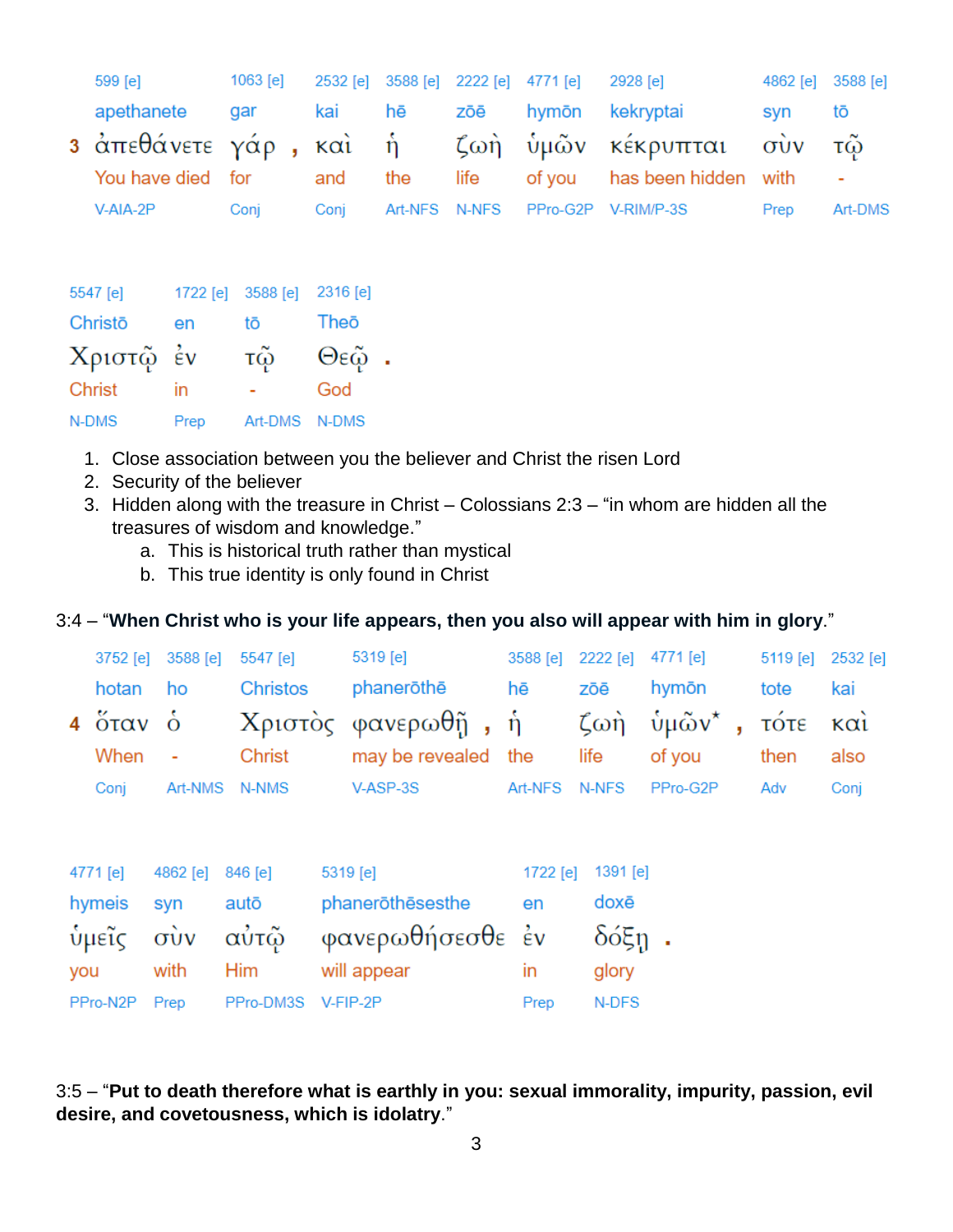| 3 | 599 [e] | 1063 [e] | 2532 [e] | 3588 [e] | 2222 [e] | 4771 [e] | 2928 [e] | 4862 [e] | 3588 [e] |
|---|---|---|---|---|---|---|---|---|---|
| | apethanete | gar | kai | hē | zōē | hymōn | kekryptai | syn | tō |
| | ἀπεθάνετε | γάρ , | καὶ | ἡ | ζωὴ | ὑμῶν | κέκρυπται | σὺν | τῷ |
| | You have died | for | and | the | life | of you | has been hidden | with | - |
| | V-AIA-2P | Conj | Conj | Art-NFS | N-NFS | PPro-G2P | V-RIM/P-3S | Prep | Art-DMS |

| 5547 [e] | 1722 [e] | 3588 [e] | 2316 [e] |
|---|---|---|---|
| Christō | en | tō | Theō |
| Χριστῷ | ἐν | τῷ | Θεῷ . |
| Christ | in | - | God |
| N-DMS | Prep | Art-DMS | N-DMS |

1. Close association between you the believer and Christ the risen Lord
2. Security of the believer
3. Hidden along with the treasure in Christ – Colossians 2:3 – “in whom are hidden all the treasures of wisdom and knowledge.”
   a. This is historical truth rather than mystical
   b. This true identity is only found in Christ

3:4 – “**When Christ who is your life appears, then you also will appear with him in glory**.”

| 4 | 3752 [e] | 3588 [e] | 5547 [e] | 5319 [e] | 3588 [e] | 2222 [e] | 4771 [e] | 5119 [e] | 2532 [e] |
|---|---|---|---|---|---|---|---|---|---|
| | hotan | ho | Christos | phanerōthē | hē | zōē | hymōn | tote | kai |
| | ὅταν | ὁ | Χριστὸς | φανερωθῇ , | ἡ | ζωὴ | ὑμῶν* , | τότε | καὶ |
| | When | - | Christ | may be revealed | the | life | of you | then | also |
| | Conj | Art-NMS | N-NMS | V-ASP-3S | Art-NFS | N-NFS | PPro-G2P | Adv | Conj |

| 4771 [e] | 4862 [e] | 846 [e] | 5319 [e] | 1722 [e] | 1391 [e] |
|---|---|---|---|---|---|
| hymeis | syn | autō | phanerōthēsesthe | en | doxē |
| ὑμεῖς | σὺν | αὐτῷ | φανερωθήσεσθε | ἐν | δόξῃ . |
| you | with | Him | will appear | in | glory |
| PPro-N2P | Prep | PPro-DM3S | V-FIP-2P | Prep | N-DFS |

3:5 – “**Put to death therefore what is earthly in you: sexual immorality, impurity, passion, evil desire, and covetousness, which is idolatry**.”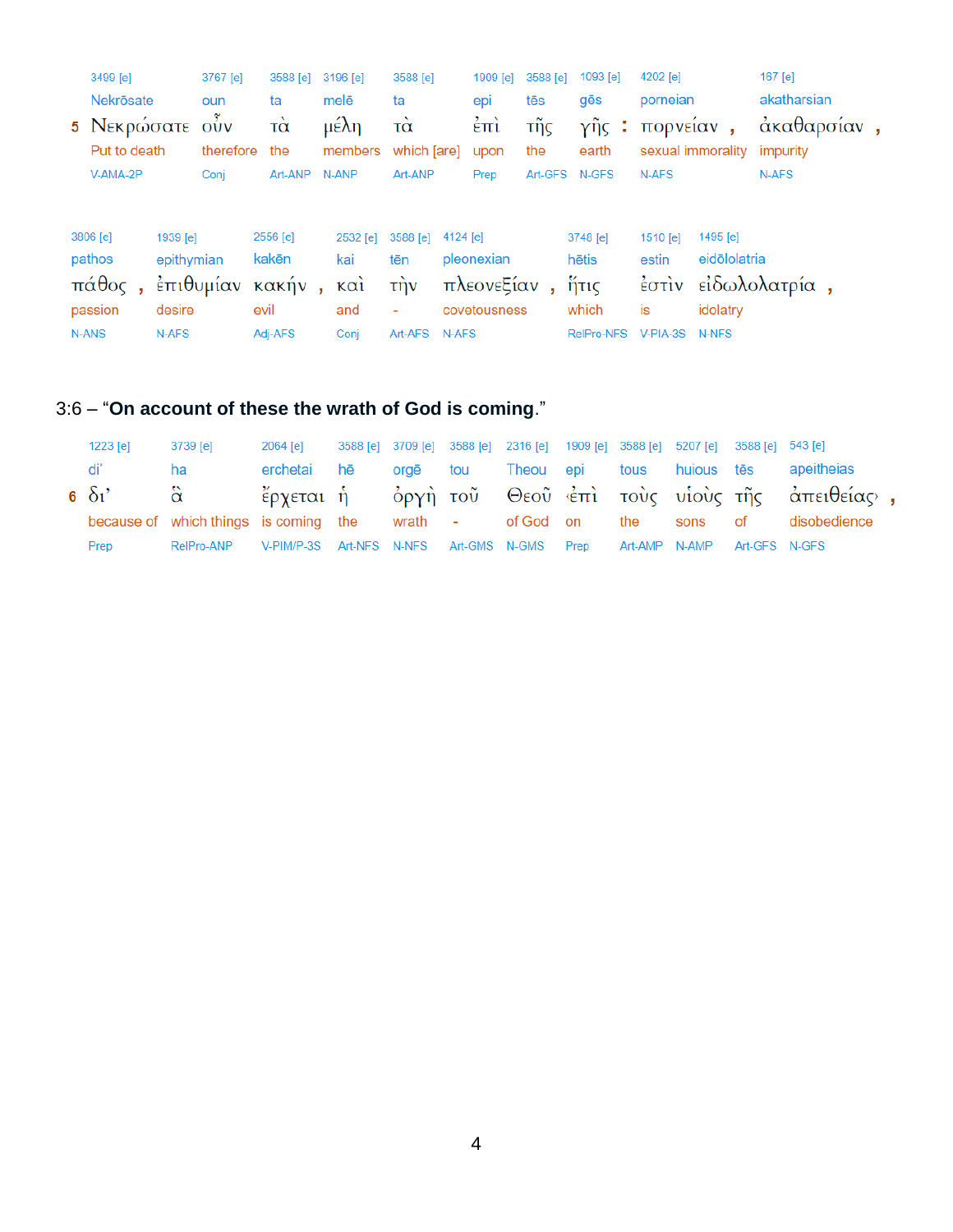| 5 | | | | | | | | | | |
|---|---|---|---|---|---|---|---|---|---|---|
| 3499 [e] | 3767 [e] | 3588 [e] | 3196 [e] | 3588 [e] | 1909 [e] | 3588 [e] | 1093 [e] | | 4202 [e] | 167 [e] |
| Nekrōsate | oun | ta | melē | ta | epi | tēs | gēs | | porneian | akatharsian |
| Νεκρώσατε | οὖν | τὰ | μέλη | τὰ | ἐπὶ | τῆς | γῆς | : | πορνείαν , | ἀκαθαρσίαν , |
| Put to death | therefore | the | members | which [are] | upon | the | earth | | sexual immorality | impurity |
| V-AMA-2P | Conj | Art-ANP | N-ANP | Art-ANP | Prep | Art-GFS | N-GFS | | N-AFS | N-AFS |

| | | | | | | | | |
|---|---|---|---|---|---|---|---|---|
| 3806 [e] | 1939 [e] | 2556 [e] | 2532 [e] | 3588 [e] | 4124 [e] | 3748 [e] | 1510 [e] | 1495 [e] |
| pathos | epithymian | kakēn | kai | tēn | pleonexian | hētis | estin | eidōlolatria |
| πάθος , | ἐπιθυμίαν | κακήν , | καὶ | τὴν | πλεονεξίαν , | ἥτις | ἐστὶν | εἰδωλολατρία , |
| passion | desire | evil | and | - | covetousness | which | is | idolatry |
| N-ANS | N-AFS | Adj-AFS | Conj | Art-AFS | N-AFS | RelPro-NFS | V-PIA-3S | N-NFS |

3:6 – “**On account of these the wrath of God is coming**.”

| 6 | | | | | | | | | | | | |
|---|---|---|---|---|---|---|---|---|---|---|---|---|
| 1223 [e] | 3739 [e] | 2064 [e] | 3588 [e] | 3709 [e] | 3588 [e] | 2316 [e] | 1909 [e] | 3588 [e] | 5207 [e] | 3588 [e] | 543 [e] |
| di’ | ha | erchetai | hē | orgē | tou | Theou | epi | tous | huious | tēs | apeitheias |
| δι’ | ἃ | ἔρχεται | ἡ | ὀργὴ | τοῦ | Θεοῦ | ‹ἐπὶ | τοὺς | υἱοὺς | τῆς | ἀπειθείας› , |
| because of | which things | is coming | the | wrath | - | of God | on | the | sons | of | disobedience |
| Prep | RelPro-ANP | V-PIM/P-3S | Art-NFS | N-NFS | Art-GMS | N-GMS | Prep | Art-AMP | N-AMP | Art-GFS | N-GFS |